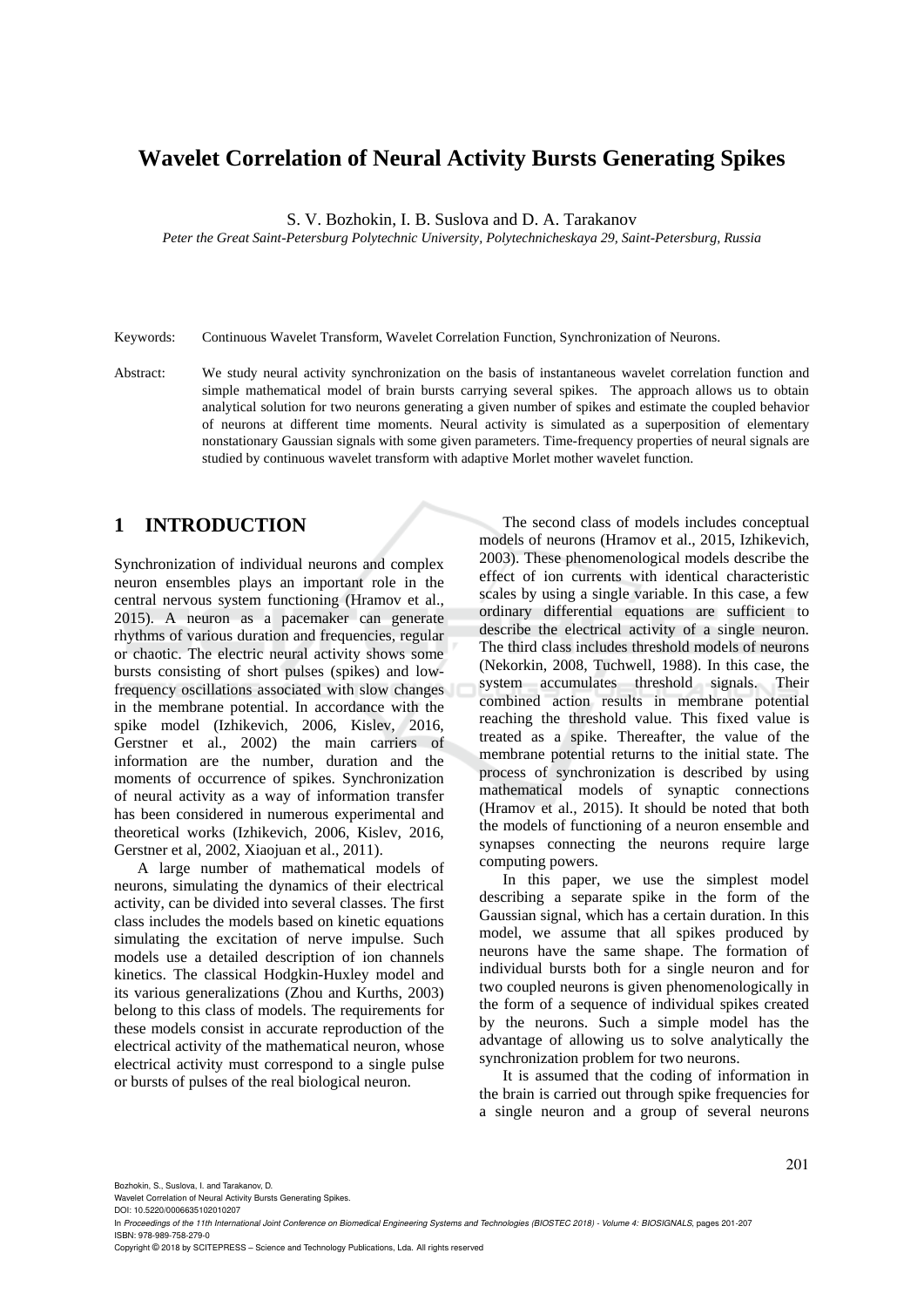# Wavelet Correlation of Neural Activity Bursts Generating Spikes

S. V. Bozhokin, I. B. Suslova and D. A. Tarakanov

*Peter the Great Saint-Petersburg Polytechnic University, Polytechnicheskaya 29, Saint-Petersburg, Russia*

Keywords: Continuous Wavelet Transform, Wavelet Correlation Function, Synchronization of Neurons.

Abstract: We study neural activity synchronization on the basis of instantaneous wavelet correlation function and simple mathematical model of brain bursts carrying several spikes. The approach allows us to obtain analytical solution for two neurons generating a given number of spikes and estimate the coupled behavior of neurons at different time moments. Neural activity is simulated as a superposition of elementary nonstationary Gaussian signals with some given parameters. Time-frequency properties of neural signals are studied by continuous wavelet transform with adaptive Morlet mother wavelet function.

## 1 INTRODUCTION

Synchronization of individual neurons and complex neuron ensembles plays an important role in the central nervous system functioning (Hramov et al., 2015). A neuron as a pacemaker can generate rhythms of various duration and frequencies, regular or chaotic. The electric neural activity shows some bursts consisting of short pulses (spikes) and low-frequency oscillations associated with slow changes in the membrane potential. In accordance with the spike model (Izhikevich, 2006, Kislev, 2016, Gerstner et al., 2002) the main carriers of information are the number, duration and the moments of occurrence of spikes. Synchronization of neural activity as a way of information transfer has been considered in numerous experimental and theoretical works (Izhikevich, 2006, Kislev, 2016, Gerstner et al, 2002, Xiaojuan et al., 2011).

A large number of mathematical models of neurons, simulating the dynamics of their electrical activity, can be divided into several classes. The first class includes the models based on kinetic equations simulating the excitation of nerve impulse. Such models use a detailed description of ion channels kinetics. The classical Hodgkin-Huxley model and its various generalizations (Zhou and Kurths, 2003) belong to this class of models. The requirements for these models consist in accurate reproduction of the electrical activity of the mathematical neuron, whose electrical activity must correspond to a single pulse or bursts of pulses of the real biological neuron.

The second class of models includes conceptual models of neurons (Hramov et al., 2015, Izhikevich, 2003). These phenomenological models describe the effect of ion currents with identical characteristic scales by using a single variable. In this case, a few ordinary differential equations are sufficient to describe the electrical activity of a single neuron. The third class includes threshold models of neurons (Nekorkin, 2008, Tuchwell, 1988). In this case, the system accumulates threshold signals. Their combined action results in membrane potential reaching the threshold value. This fixed value is treated as a spike. Thereafter, the value of the membrane potential returns to the initial state. The process of synchronization is described by using mathematical models of synaptic connections (Hramov et al., 2015). It should be noted that both the models of functioning of a neuron ensemble and synapses connecting the neurons require large computing powers.

In this paper, we use the simplest model describing a separate spike in the form of the Gaussian signal, which has a certain duration. In this model, we assume that all spikes produced by neurons have the same shape. The formation of individual bursts both for a single neuron and for two coupled neurons is given phenomenologically in the form of a sequence of individual spikes created by the neurons. Such a simple model has the advantage of allowing us to solve analytically the synchronization problem for two neurons.

It is assumed that the coding of information in the brain is carried out through spike frequencies for a single neuron and a group of several neurons

Bozhokin, S., Suslova, I. and Tarakanov, D.
Wavelet Correlation of Neural Activity Bursts Generating Spikes.
DOI: 10.5220/0006635102010207
In *Proceedings of the 11th International Joint Conference on Biomedical Engineering Systems and Technologies (BIOSTEC 2018) - Volume 4: BIOSIGNALS*, pages 201-207
ISBN: 978-989-758-279-0
Copyright © 2018 by SCITEPRESS – Science and Technology Publications, Lda. All rights reserved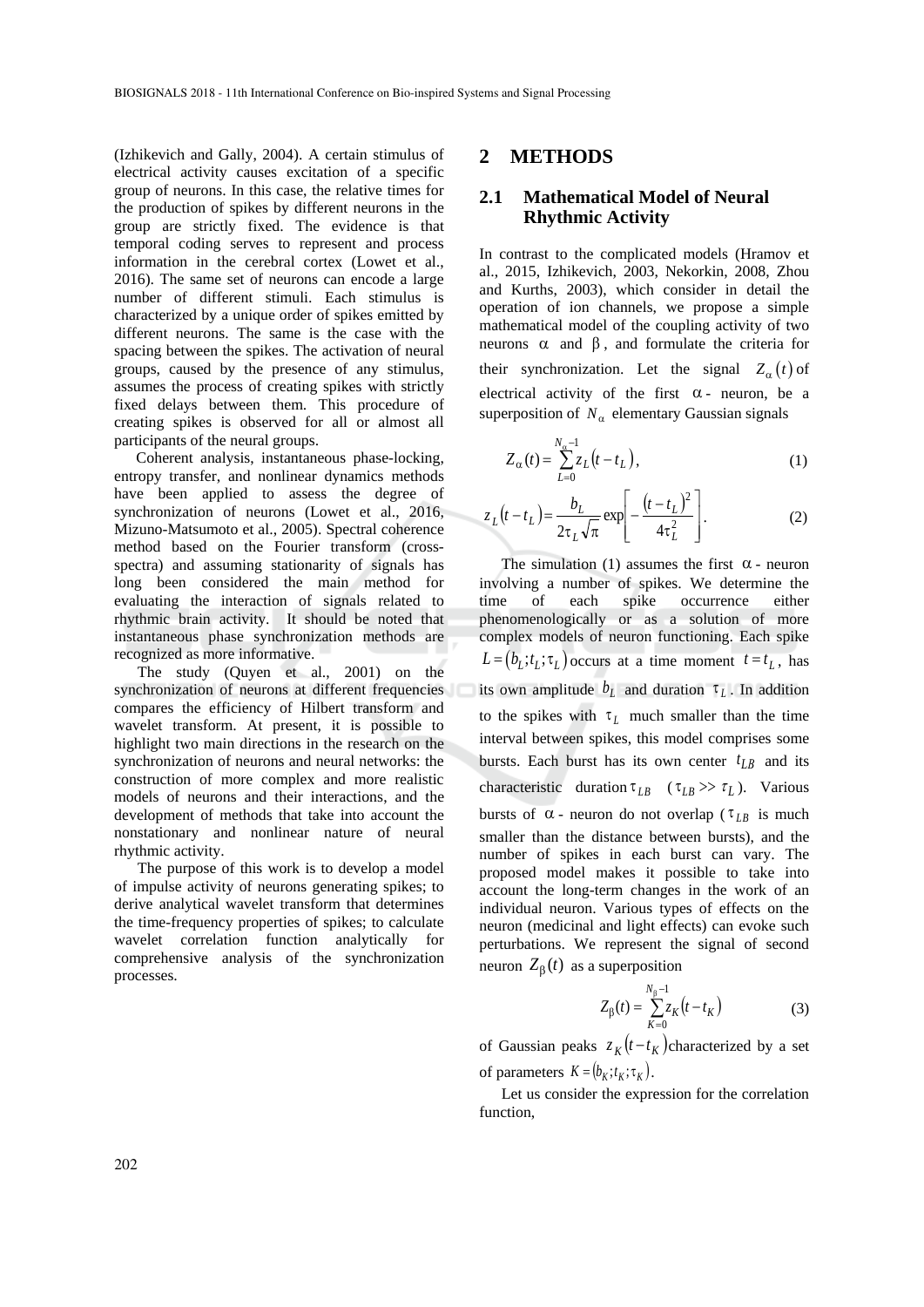(Izhikevich and Gally, 2004). A certain stimulus of electrical activity causes excitation of a specific group of neurons. In this case, the relative times for the production of spikes by different neurons in the group are strictly fixed. The evidence is that temporal coding serves to represent and process information in the cerebral cortex (Lowet et al., 2016). The same set of neurons can encode a large number of different stimuli. Each stimulus is characterized by a unique order of spikes emitted by different neurons. The same is the case with the spacing between the spikes. The activation of neural groups, caused by the presence of any stimulus, assumes the process of creating spikes with strictly fixed delays between them. This procedure of creating spikes is observed for all or almost all participants of the neural groups.

Coherent analysis, instantaneous phase-locking, entropy transfer, and nonlinear dynamics methods have been applied to assess the degree of synchronization of neurons (Lowet et al., 2016, Mizuno-Matsumoto et al., 2005). Spectral coherence method based on the Fourier transform (cross-spectra) and assuming stationarity of signals has long been considered the main method for evaluating the interaction of signals related to rhythmic brain activity. It should be noted that instantaneous phase synchronization methods are recognized as more informative.

The study (Quyen et al., 2001) on the synchronization of neurons at different frequencies compares the efficiency of Hilbert transform and wavelet transform. At present, it is possible to highlight two main directions in the research on the synchronization of neurons and neural networks: the construction of more complex and more realistic models of neurons and their interactions, and the development of methods that take into account the nonstationary and nonlinear nature of neural rhythmic activity.

The purpose of this work is to develop a model of impulse activity of neurons generating spikes; to derive analytical wavelet transform that determines the time-frequency properties of spikes; to calculate wavelet correlation function analytically for comprehensive analysis of the synchronization processes.

# 2 METHODS

## 2.1 Mathematical Model of Neural Rhythmic Activity

In contrast to the complicated models (Hramov et al., 2015, Izhikevich, 2003, Nekorkin, 2008, Zhou and Kurths, 2003), which consider in detail the operation of ion channels, we propose a simple mathematical model of the coupling activity of two neurons $\alpha$ and $\beta$, and formulate the criteria for their synchronization. Let the signal $Z_\alpha(t)$ of electrical activity of the first $\alpha$- neuron, be a superposition of $N_\alpha$ elementary Gaussian signals

$$Z_\alpha(t) = \sum_{L=0}^{N_\alpha - 1} z_L(t - t_L), \tag{1}$$

$$z_L(t - t_L) = \frac{b_L}{2\tau_L\sqrt{\pi}} \exp\left[-\frac{(t - t_L)^2}{4\tau_L^2}\right]. \tag{2}$$

The simulation (1) assumes the first $\alpha$- neuron involving a number of spikes. We determine the time of each spike occurrence either phenomenologically or as a solution of more complex models of neuron functioning. Each spike $L = (b_L; t_L; \tau_L)$ occurs at a time moment $t = t_L$, has its own amplitude $b_L$ and duration $\tau_L$. In addition to the spikes with $\tau_L$ much smaller than the time interval between spikes, this model comprises some bursts. Each burst has its own center $t_{LB}$ and its characteristic duration $\tau_{LB}$ ($\tau_{LB} >> \tau_L$). Various bursts of $\alpha$- neuron do not overlap ($\tau_{LB}$ is much smaller than the distance between bursts), and the number of spikes in each burst can vary. The proposed model makes it possible to take into account the long-term changes in the work of an individual neuron. Various types of effects on the neuron (medicinal and light effects) can evoke such perturbations. We represent the signal of second neuron $Z_\beta(t)$ as a superposition

$$Z_\beta(t) = \sum_{K=0}^{N_\beta - 1} z_K(t - t_K) \tag{3}$$

of Gaussian peaks $z_K(t - t_K)$ characterized by a set of parameters $K = (b_K; t_K; \tau_K)$.

Let us consider the expression for the correlation function,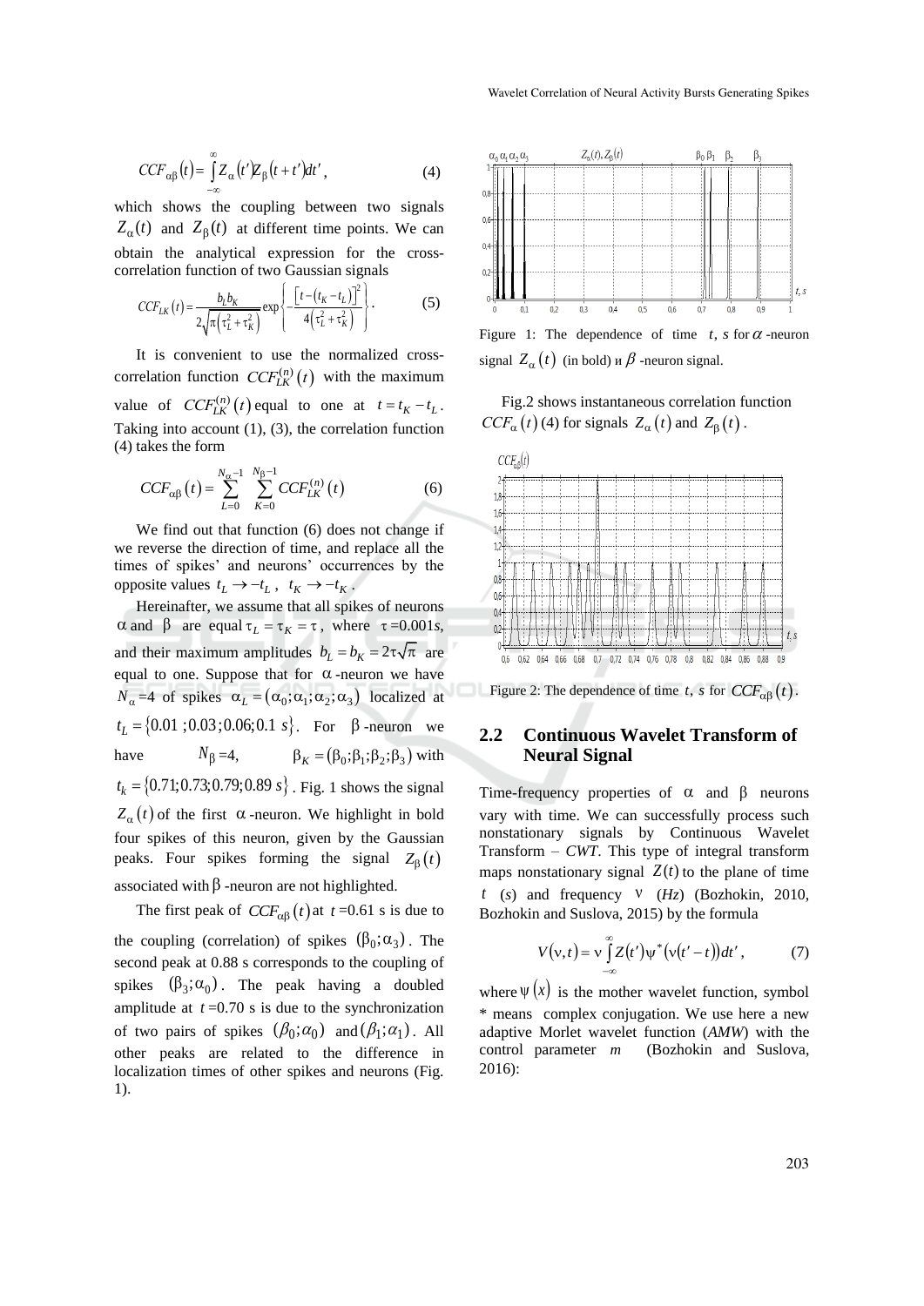$$CCF_{\alpha\beta}(t) = \int_{-\infty}^{\infty} Z_{\alpha}(t') Z_{\beta}(t+t')dt', \tag{4}$$

which shows the coupling between two signals $Z_{\alpha}(t)$ and $Z_{\beta}(t)$ at different time points. We can obtain the analytical expression for the cross-correlation function of two Gaussian signals

$$CCF_{LK}(t) = \frac{b_L b_K}{2\sqrt{\pi\left(\tau_L^2+\tau_K^2\right)}} \exp\left\{-\frac{\left[t-\left(t_K-t_L\right)\right]^2}{4\left(\tau_L^2+\tau_K^2\right)}\right\}. \tag{5}$$

It is convenient to use the normalized cross-correlation function $CCF_{LK}^{(n)}(t)$ with the maximum value of $CCF_{LK}^{(n)}(t)$ equal to one at $t = t_K - t_L$. Taking into account (1), (3), the correlation function (4) takes the form

$$CCF_{\alpha\beta}(t) = \sum_{L=0}^{N_{\alpha}-1} \sum_{K=0}^{N_{\beta}-1} CCF_{LK}^{(n)}(t) \tag{6}$$

We find out that function (6) does not change if we reverse the direction of time, and replace all the times of spikes' and neurons' occurrences by the opposite values $t_L \to -t_L$, $t_K \to -t_K$.

Hereinafter, we assume that all spikes of neurons $\alpha$ and $\beta$ are equal $\tau_L = \tau_K = \tau$, where $\tau$=0.001*s*, and their maximum amplitudes $b_L = b_K = 2\tau\sqrt{\pi}$ are equal to one. Suppose that for $\alpha$-neuron we have $N_{\alpha}$=4 of spikes $\alpha_L = (\alpha_0;\alpha_1;\alpha_2;\alpha_3)$ localized at $t_L = \{0.01\,;0.03\,;0.06;0.1\; s\}$. For $\beta$-neuron we have $N_{\beta}$=4, $\beta_K = (\beta_0;\beta_1;\beta_2;\beta_3)$ with $t_k = \{0.71;0.73;0.79;0.89\; s\}$. Fig. 1 shows the signal $Z_{\alpha}(t)$ of the first $\alpha$-neuron. We highlight in bold four spikes of this neuron, given by the Gaussian peaks. Four spikes forming the signal $Z_{\beta}(t)$ associated with $\beta$-neuron are not highlighted.

The first peak of $CCF_{\alpha\beta}(t)$ at $t$=0.61 s is due to the coupling (correlation) of spikes $(\beta_0;\alpha_3)$. The second peak at 0.88 s corresponds to the coupling of spikes $(\beta_3;\alpha_0)$. The peak having a doubled amplitude at $t$=0.70 s is due to the synchronization of two pairs of spikes $(\beta_0;\alpha_0)$ and $(\beta_1;\alpha_1)$. All other peaks are related to the difference in localization times of other spikes and neurons (Fig. 1).

Figure 1: The dependence of time $t$, $s$ for $\alpha$-neuron signal $Z_{\alpha}(t)$ (in bold) и $\beta$-neuron signal.

Fig.2 shows instantaneous correlation function $CCF_{\alpha}(t)$ (4) for signals $Z_{\alpha}(t)$ and $Z_{\beta}(t)$.

Figure 2: The dependence of time $t$, $s$ for $CCF_{\alpha\beta}(t)$.

## 2.2 Continuous Wavelet Transform of Neural Signal

Time-frequency properties of $\alpha$ and $\beta$ neurons vary with time. We can successfully process such nonstationary signals by Continuous Wavelet Transform – *CWT*. This type of integral transform maps nonstationary signal $Z(t)$ to the plane of time $t$ (*s*) and frequency $\nu$ (*Hz*) (Bozhokin, 2010, Bozhokin and Suslova, 2015) by the formula

$$V(\nu,t) = \nu \int_{-\infty}^{\infty} Z(t')\psi^{*}(\nu(t'-t))dt', \tag{7}$$

where $\psi(x)$ is the mother wavelet function, symbol * means complex conjugation. We use here a new adaptive Morlet wavelet function (*AMW*) with the control parameter *m* (Bozhokin and Suslova, 2016):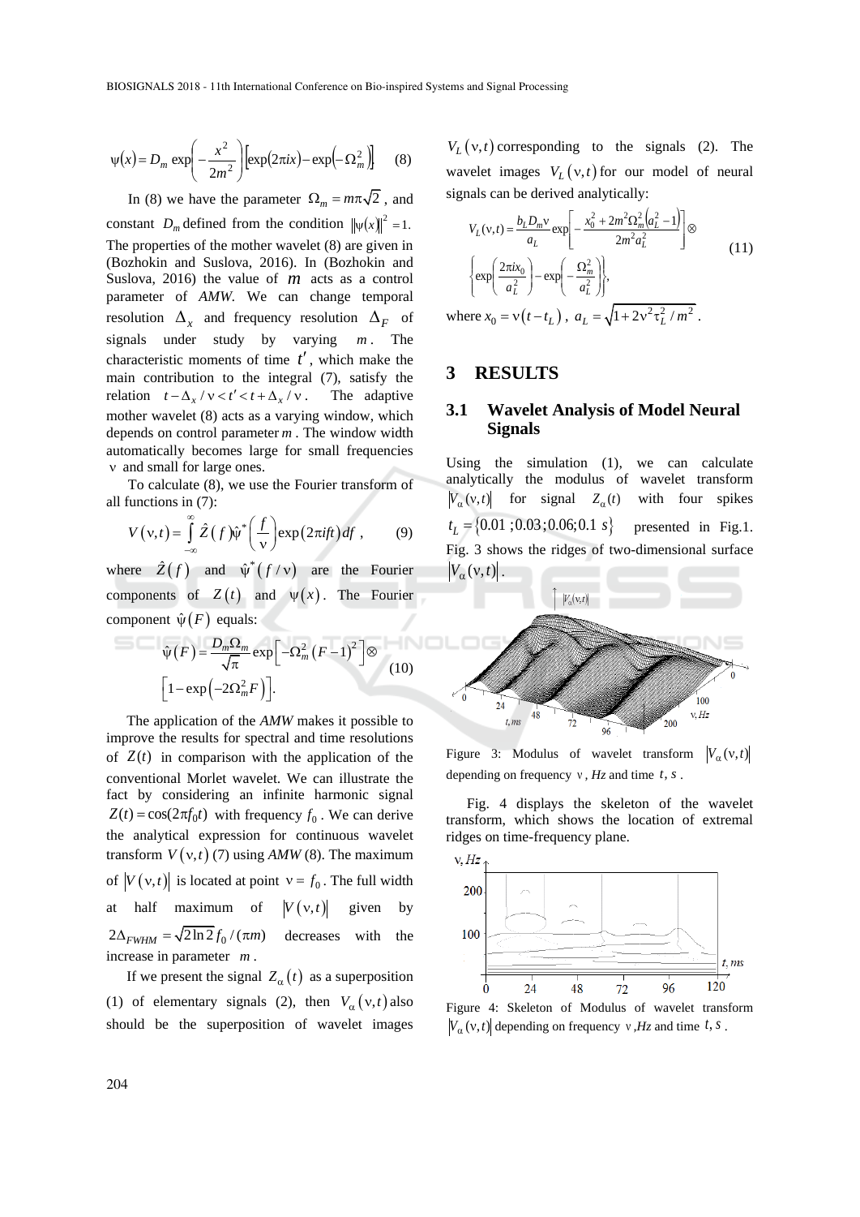$$\psi(x) = D_m \exp\left(-\frac{x^2}{2m^2}\right)\left[\exp(2\pi ix) - \exp\left(-\Omega_m^2\right)\right] \quad (8)$$

In (8) we have the parameter $\Omega_m = m\pi\sqrt{2}$, and constant $D_m$ defined from the condition $\|\psi(x)\|^2 = 1$. The properties of the mother wavelet (8) are given in (Bozhokin and Suslova, 2016). In (Bozhokin and Suslova, 2016) the value of $m$ acts as a control parameter of *AMW*. We can change temporal resolution $\Delta_x$ and frequency resolution $\Delta_F$ of signals under study by varying $m$. The characteristic moments of time $t'$, which make the main contribution to the integral (7), satisfy the relation $t - \Delta_x / \nu < t' < t + \Delta_x / \nu$. The adaptive mother wavelet (8) acts as a varying window, which depends on control parameter $m$. The window width automatically becomes large for small frequencies $\nu$ and small for large ones.

To calculate (8), we use the Fourier transform of all functions in (7):

$$V(\nu,t) = \int_{-\infty}^{\infty} \hat{Z}(f)\hat{\psi}^*\left(\frac{f}{\nu}\right)\exp(2\pi ift)\,df, \quad (9)$$

where $\hat{Z}(f)$ and $\hat{\psi}^*(f/\nu)$ are the Fourier components of $Z(t)$ and $\psi(x)$. The Fourier component $\hat{\psi}(F)$ equals:

$$\hat{\psi}(F) = \frac{D_m\Omega_m}{\sqrt{\pi}}\exp\left[-\Omega_m^2(F-1)^2\right] \otimes \left[1 - \exp\left(-2\Omega_m^2 F\right)\right]. \quad (10)$$

The application of the *AMW* makes it possible to improve the results for spectral and time resolutions of $Z(t)$ in comparison with the application of the conventional Morlet wavelet. We can illustrate the fact by considering an infinite harmonic signal $Z(t) = \cos(2\pi f_0 t)$ with frequency $f_0$. We can derive the analytical expression for continuous wavelet transform $V(\nu,t)$ (7) using *AMW* (8). The maximum of $|V(\nu,t)|$ is located at point $\nu = f_0$. The full width at half maximum of $|V(\nu,t)|$ given by $2\Delta_{FWHM} = \sqrt{2\ln 2}\, f_0 / (\pi m)$ decreases with the increase in parameter $m$.

If we present the signal $Z_\alpha(t)$ as a superposition (1) of elementary signals (2), then $V_\alpha(\nu,t)$ also should be the superposition of wavelet images $V_L(\nu,t)$ corresponding to the signals (2). The wavelet images $V_L(\nu,t)$ for our model of neural signals can be derived analytically:

$$V_L(\nu,t) = \frac{b_L D_m \nu}{a_L}\exp\left[-\frac{x_0^2 + 2m^2\Omega_m^2\left(a_L^2 - 1\right)}{2m^2 a_L^2}\right] \otimes \left\{\exp\left(\frac{2\pi i x_0}{a_L^2}\right) - \exp\left(-\frac{\Omega_m^2}{a_L^2}\right)\right\}, \quad (11)$$

where $x_0 = \nu(t - t_L)$, $a_L = \sqrt{1 + 2\nu^2\tau_L^2 / m^2}$.

# 3 RESULTS

## 3.1 Wavelet Analysis of Model Neural Signals

Using the simulation (1), we can calculate analytically the modulus of wavelet transform $|V_\alpha(\nu,t)|$ for signal $Z_\alpha(t)$ with four spikes $t_L = \{0.01\,; 0.03\,; 0.06; 0.1\ s\}$ presented in Fig.1. Fig. 3 shows the ridges of two-dimensional surface $|V_\alpha(\nu,t)|$.

Figure 3: Modulus of wavelet transform $|V_\alpha(\nu,t)|$ depending on frequency $\nu$, *Hz* and time $t$, *s*.

Fig. 4 displays the skeleton of the wavelet transform, which shows the location of extremal ridges on time-frequency plane.

Figure 4: Skeleton of Modulus of wavelet transform $|V_\alpha(\nu,t)|$ depending on frequency $\nu$, *Hz* and time $t$, *s*.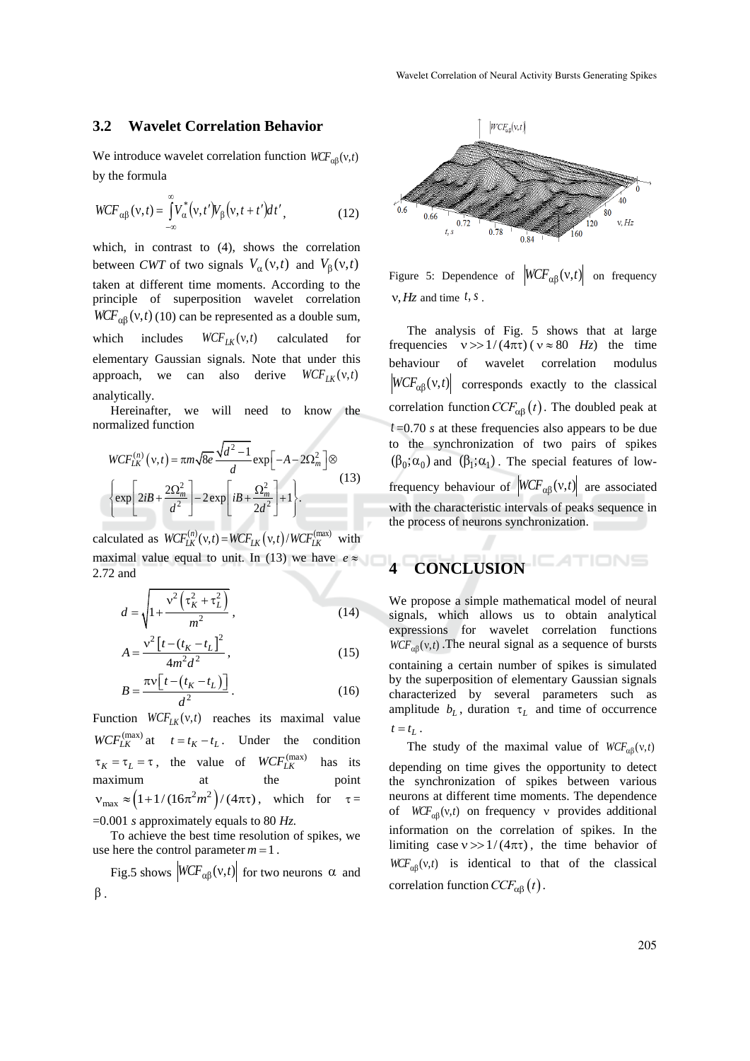### 3.2 Wavelet Correlation Behavior

We introduce wavelet correlation function $WCF_{\alpha\beta}(\nu,t)$ by the formula

$$WCF_{\alpha\beta}(\nu,t) = \int_{-\infty}^{\infty} V_{\alpha}^{*}(\nu,t') V_{\beta}(\nu,t+t')dt', \tag{12}$$

which, in contrast to (4), shows the correlation between *CWT* of two signals $V_{\alpha}(\nu,t)$ and $V_{\beta}(\nu,t)$ taken at different time moments. According to the principle of superposition wavelet correlation $WCF_{\alpha\beta}(\nu,t)$ (10) can be represented as a double sum, which includes $WCF_{LK}(\nu,t)$ calculated for elementary Gaussian signals. Note that under this approach, we can also derive $WCF_{LK}(\nu,t)$ analytically.

Hereinafter, we will need to know the normalized function

$$WCF_{LK}^{(n)}(\nu,t) = \pi m\sqrt{8e}\frac{\sqrt{d^2-1}}{d}\exp\left[-A-2\Omega_m^2\right]\otimes \left\{\exp\left[2iB+\frac{2\Omega_m^2}{d^2}\right]-2\exp\left[iB+\frac{\Omega_m^2}{2d^2}\right]+1\right\}. \tag{13}$$

calculated as $WCF_{LK}^{(n)}(\nu,t)=WCF_{LK}(\nu,t)/WCF_{LK}^{(\max)}$ with maximal value equal to unit. In (13) we have $e \approx 2.72$ and

$$d = \sqrt{1+\frac{\nu^2\left(\tau_K^2+\tau_L^2\right)}{m^2}}, \tag{14}$$

$$A = \frac{\nu^2\left[t-(t_K-t_L\right]^2}{4m^2d^2}, \tag{15}$$

$$B = \frac{\pi\nu\left[t-\left(t_K-t_L\right)\right]}{d^2}. \tag{16}$$

Function $WCF_{LK}(\nu,t)$ reaches its maximal value $WCF_{LK}^{(\max)}$ at $t=t_K-t_L$. Under the condition $\tau_K=\tau_L=\tau$, the value of $WCF_{LK}^{(\max)}$ has its maximum at the point $\nu_{\max}\approx\left(1+1/(16\pi^2m^2\right)/(4\pi\tau)$, which for $\tau=0.001$ *s* approximately equals to 80 *Hz.*

To achieve the best time resolution of spikes, we use here the control parameter $m=1$.

Fig.5 shows $\left|WCF_{\alpha\beta}(\nu,t)\right|$ for two neurons $\alpha$ and $\beta$.

Figure 5: Dependence of $\left|WCF_{\alpha\beta}(\nu,t)\right|$ on frequency $\nu, Hz$ and time $t, s$.

The analysis of Fig. 5 shows that at large frequencies $\nu >> 1/(4\pi\tau)$ ($\nu \approx 80$ *Hz*) the time behaviour of wavelet correlation modulus $\left|WCF_{\alpha\beta}(\nu,t)\right|$ corresponds exactly to the classical correlation function $CCF_{\alpha\beta}(t)$. The doubled peak at $t=0.70$ *s* at these frequencies also appears to be due to the synchronization of two pairs of spikes $(\beta_0;\alpha_0)$ and $(\beta_1;\alpha_1)$. The special features of low-frequency behaviour of $\left|WCF_{\alpha\beta}(\nu,t)\right|$ are associated with the characteristic intervals of peaks sequence in the process of neurons synchronization.

## 4 CONCLUSION

We propose a simple mathematical model of neural signals, which allows us to obtain analytical expressions for wavelet correlation functions $WCF_{\alpha\beta}(\nu,t)$. The neural signal as a sequence of bursts containing a certain number of spikes is simulated by the superposition of elementary Gaussian signals characterized by several parameters such as amplitude $b_L$, duration $\tau_L$ and time of occurrence $t=t_L$.

The study of the maximal value of $WCF_{\alpha\beta}(\nu,t)$ depending on time gives the opportunity to detect the synchronization of spikes between various neurons at different time moments. The dependence of $WCF_{\alpha\beta}(\nu,t)$ on frequency $\nu$ provides additional information on the correlation of spikes. In the limiting case $\nu >> 1/(4\pi\tau)$, the time behavior of $WCF_{\alpha\beta}(\nu,t)$ is identical to that of the classical correlation function $CCF_{\alpha\beta}(t)$.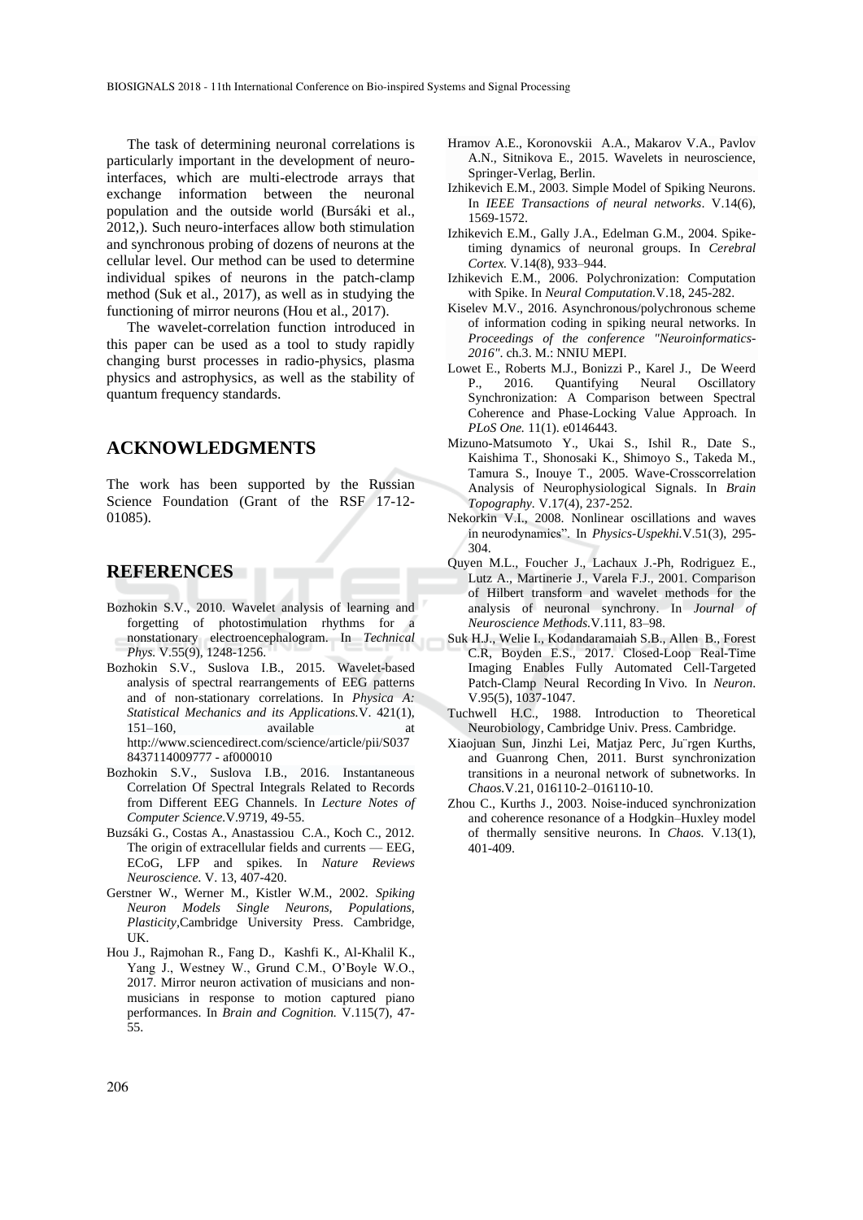The task of determining neuronal correlations is particularly important in the development of neuro-interfaces, which are multi-electrode arrays that exchange information between the neuronal population and the outside world (Bursáki et al., 2012,). Such neuro-interfaces allow both stimulation and synchronous probing of dozens of neurons at the cellular level. Our method can be used to determine individual spikes of neurons in the patch-clamp method (Suk et al., 2017), as well as in studying the functioning of mirror neurons (Hou et al., 2017).

The wavelet-correlation function introduced in this paper can be used as a tool to study rapidly changing burst processes in radio-physics, plasma physics and astrophysics, as well as the stability of quantum frequency standards.

## ACKNOWLEDGMENTS

The work has been supported by the Russian Science Foundation (Grant of the RSF 17-12-01085).

## REFERENCES

Bozhokin S.V., 2010. Wavelet analysis of learning and forgetting of photostimulation rhythms for a nonstationary electroencephalogram. In *Technical Phys.* V.55(9), 1248-1256.

Bozhokin S.V., Suslova I.B., 2015. Wavelet-based analysis of spectral rearrangements of EEG patterns and of non-stationary correlations. In *Physica A: Statistical Mechanics and its Applications.*V. 421(1), 151–160, available at http://www.sciencedirect.com/science/article/pii/S0378437114009777 - af000010

Bozhokin S.V., Suslova I.B., 2016. Instantaneous Correlation Of Spectral Integrals Related to Records from Different EEG Channels. In *Lecture Notes of Computer Science*.V.9719, 49-55.

Buzsáki G., Costas A., Anastassiou C.A., Koch C., 2012. The origin of extracellular fields and currents — EEG, ECoG, LFP and spikes. In *Nature Reviews Neuroscience*. V. 13, 407-420.

Gerstner W., Werner M., Kistler W.M., 2002. *Spiking Neuron Models Single Neurons, Populations, Plasticity*,Cambridge University Press. Cambridge, UK.

Hou J., Rajmohan R., Fang D., Kashfi K., Al-Khalil K., Yang J., Westney W., Grund C.M., O'Boyle W.O., 2017. Mirror neuron activation of musicians and non-musicians in response to motion captured piano performances. In *Brain and Cognition.* V.115(7), 47-55.

Hramov A.E., Koronovskii A.A., Makarov V.A., Pavlov A.N., Sitnikova E., 2015. Wavelets in neuroscience, Springer-Verlag, Berlin.

Izhikevich E.M., 2003. Simple Model of Spiking Neurons. In *IEEE Transactions of neural networks*. V.14(6), 1569-1572.

Izhikevich E.M., Gally J.A., Edelman G.M., 2004. Spike-timing dynamics of neuronal groups. In *Cerebral Cortex.* V.14(8), 933–944.

Izhikevich E.M., 2006. Polychronization: Computation with Spike. In *Neural Computation.*V.18, 245-282.

Kiselev M.V., 2016. Asynchronous/polychronous scheme of information coding in spiking neural networks. In *Proceedings of the conference "Neuroinformatics-2016".* ch.3. M.: NNIU MEPI.

Lowet E., Roberts M.J., Bonizzi P., Karel J., De Weerd P., 2016. Quantifying Neural Oscillatory Synchronization: A Comparison between Spectral Coherence and Phase-Locking Value Approach. In *PLoS One.* 11(1). e0146443.

Mizuno-Matsumoto Y., Ukai S., Ishil R., Date S., Kaishima T., Shonosaki K., Shimoyo S., Takeda M., Tamura S., Inouye T., 2005. Wave-Crosscorrelation Analysis of Neurophysiological Signals. In *Brain Topography.* V.17(4), 237-252.

Nekorkin V.I., 2008. Nonlinear oscillations and waves in neurodynamics". In *Physics-Uspekhi.*V.51(3), 295-304.

Quyen M.L., Foucher J., Lachaux J.-Ph, Rodriguez E., Lutz A., Martinerie J., Varela F.J., 2001. Comparison of Hilbert transform and wavelet methods for the analysis of neuronal synchrony. In *Journal of Neuroscience Methods.*V.111, 83–98.

Suk H.J., Welie I., Kodandaramaiah S.B., Allen B., Forest C.R, Boyden E.S., 2017. Closed-Loop Real-Time Imaging Enables Fully Automated Cell-Targeted Patch-Clamp Neural Recording In Vivo. In *Neuron*. V.95(5), 1037-1047.

Tuchwell H.C., 1988. Introduction to Theoretical Neurobiology, Cambridge Univ. Press. Cambridge.

Xiaojuan Sun, Jinzhi Lei, Matjaz Perc, Ju¨rgen Kurths, and Guanrong Chen, 2011. Burst synchronization transitions in a neuronal network of subnetworks. In *Chaos.*V.21, 016110-2–016110-10.

Zhou C., Kurths J., 2003. Noise-induced synchronization and coherence resonance of a Hodgkin–Huxley model of thermally sensitive neurons. In *Chaos.* V.13(1), 401-409.